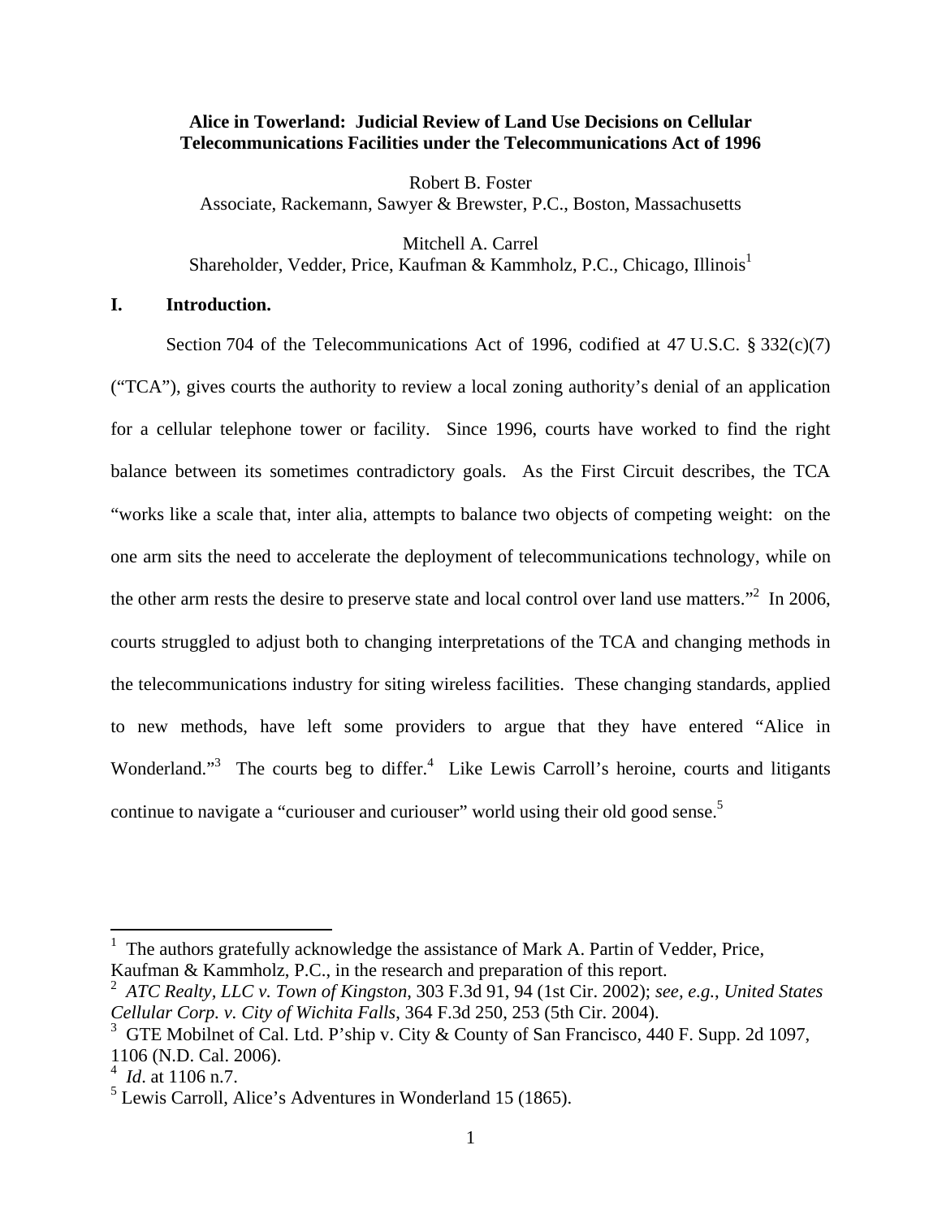# Alice in Towerland: Judicial Review of Land Use Decisions on Cellular Telecommunications Facilities under the Telecommunications Act of 1996

Robert B. Foster
Associate, Rackemann, Sawyer & Brewster, P.C., Boston, Massachusetts

Mitchell A. Carrel
Shareholder, Vedder, Price, Kaufman & Kammholz, P.C., Chicago, Illinois[1]

## I. Introduction.

Section 704 of the Telecommunications Act of 1996, codified at 47 U.S.C. § 332(c)(7) ("TCA"), gives courts the authority to review a local zoning authority's denial of an application for a cellular telephone tower or facility. Since 1996, courts have worked to find the right balance between its sometimes contradictory goals. As the First Circuit describes, the TCA "works like a scale that, inter alia, attempts to balance two objects of competing weight: on the one arm sits the need to accelerate the deployment of telecommunications technology, while on the other arm rests the desire to preserve state and local control over land use matters."[2] In 2006, courts struggled to adjust both to changing interpretations of the TCA and changing methods in the telecommunications industry for siting wireless facilities. These changing standards, applied to new methods, have left some providers to argue that they have entered "Alice in Wonderland."[3] The courts beg to differ.[4] Like Lewis Carroll's heroine, courts and litigants continue to navigate a "curiouser and curiouser" world using their old good sense.[5]

---

[1] The authors gratefully acknowledge the assistance of Mark A. Partin of Vedder, Price, Kaufman & Kammholz, P.C., in the research and preparation of this report.

[2] *ATC Realty, LLC v. Town of Kingston*, 303 F.3d 91, 94 (1st Cir. 2002); *see, e.g.*, *United States Cellular Corp. v. City of Wichita Falls*, 364 F.3d 250, 253 (5th Cir. 2004).

[3] GTE Mobilnet of Cal. Ltd. P'ship v. City & County of San Francisco, 440 F. Supp. 2d 1097, 1106 (N.D. Cal. 2006).

[4] *Id*. at 1106 n.7.

[5] Lewis Carroll, Alice's Adventures in Wonderland 15 (1865).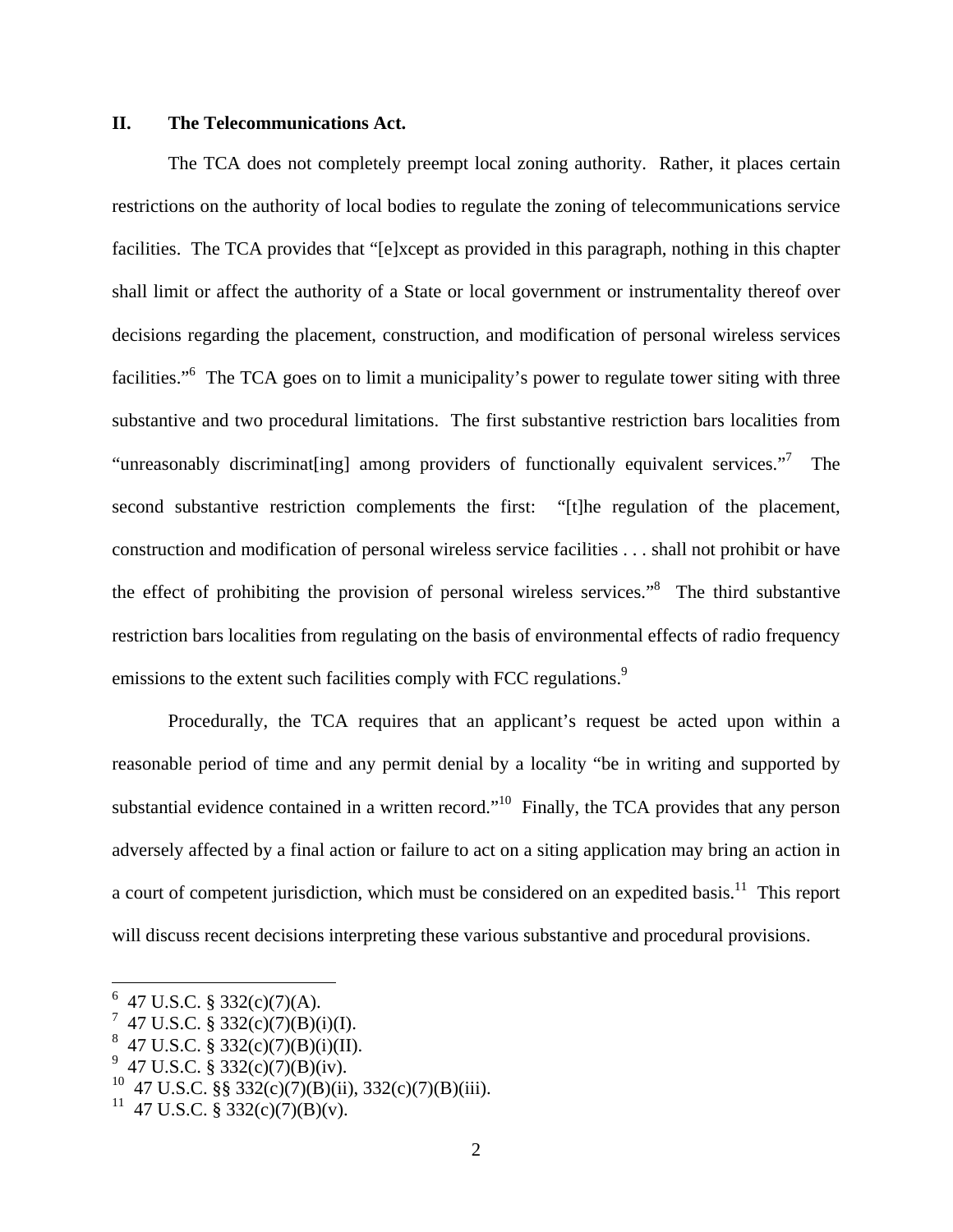## II. The Telecommunications Act.

The TCA does not completely preempt local zoning authority. Rather, it places certain restrictions on the authority of local bodies to regulate the zoning of telecommunications service facilities. The TCA provides that "[e]xcept as provided in this paragraph, nothing in this chapter shall limit or affect the authority of a State or local government or instrumentality thereof over decisions regarding the placement, construction, and modification of personal wireless services facilities."[6] The TCA goes on to limit a municipality's power to regulate tower siting with three substantive and two procedural limitations. The first substantive restriction bars localities from "unreasonably discriminat[ing] among providers of functionally equivalent services."[7] The second substantive restriction complements the first: "[t]he regulation of the placement, construction and modification of personal wireless service facilities . . . shall not prohibit or have the effect of prohibiting the provision of personal wireless services."[8] The third substantive restriction bars localities from regulating on the basis of environmental effects of radio frequency emissions to the extent such facilities comply with FCC regulations.[9]

Procedurally, the TCA requires that an applicant's request be acted upon within a reasonable period of time and any permit denial by a locality "be in writing and supported by substantial evidence contained in a written record."[10] Finally, the TCA provides that any person adversely affected by a final action or failure to act on a siting application may bring an action in a court of competent jurisdiction, which must be considered on an expedited basis.[11] This report will discuss recent decisions interpreting these various substantive and procedural provisions.

---

[6] 47 U.S.C. § 332(c)(7)(A).

[7] 47 U.S.C. § 332(c)(7)(B)(i)(I).

[8] 47 U.S.C. § 332(c)(7)(B)(i)(II).

[9] 47 U.S.C. § 332(c)(7)(B)(iv).

[10] 47 U.S.C. §§ 332(c)(7)(B)(ii), 332(c)(7)(B)(iii).

[11] 47 U.S.C. § 332(c)(7)(B)(v).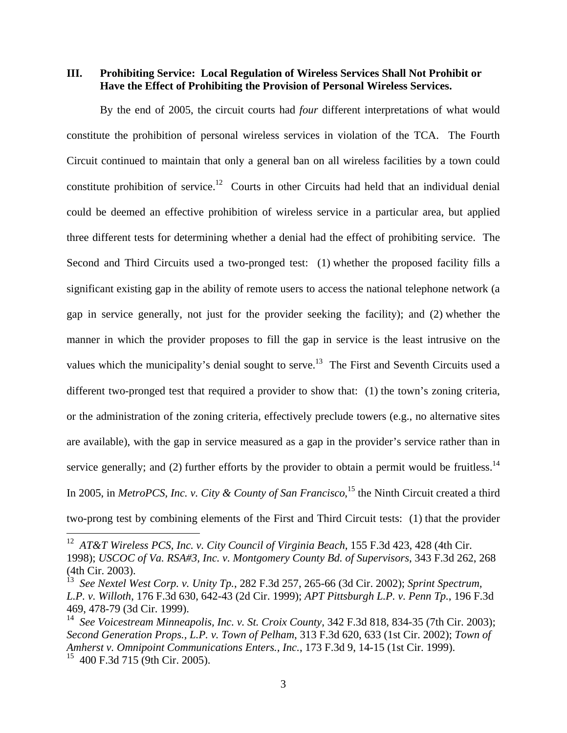## III. Prohibiting Service: Local Regulation of Wireless Services Shall Not Prohibit or Have the Effect of Prohibiting the Provision of Personal Wireless Services.

By the end of 2005, the circuit courts had *four* different interpretations of what would constitute the prohibition of personal wireless services in violation of the TCA. The Fourth Circuit continued to maintain that only a general ban on all wireless facilities by a town could constitute prohibition of service.[12] Courts in other Circuits had held that an individual denial could be deemed an effective prohibition of wireless service in a particular area, but applied three different tests for determining whether a denial had the effect of prohibiting service. The Second and Third Circuits used a two-pronged test: (1) whether the proposed facility fills a significant existing gap in the ability of remote users to access the national telephone network (a gap in service generally, not just for the provider seeking the facility); and (2) whether the manner in which the provider proposes to fill the gap in service is the least intrusive on the values which the municipality's denial sought to serve.[13] The First and Seventh Circuits used a different two-pronged test that required a provider to show that: (1) the town's zoning criteria, or the administration of the zoning criteria, effectively preclude towers (e.g., no alternative sites are available), with the gap in service measured as a gap in the provider's service rather than in service generally; and (2) further efforts by the provider to obtain a permit would be fruitless.[14] In 2005, in *MetroPCS, Inc. v. City & County of San Francisco*,[15] the Ninth Circuit created a third two-prong test by combining elements of the First and Third Circuit tests: (1) that the provider

---

[12] *AT&T Wireless PCS, Inc. v. City Council of Virginia Beach*, 155 F.3d 423, 428 (4th Cir. 1998); *USCOC of Va. RSA#3, Inc. v. Montgomery County Bd. of Supervisors*, 343 F.3d 262, 268 (4th Cir. 2003).

[13] *See Nextel West Corp. v. Unity Tp.*, 282 F.3d 257, 265-66 (3d Cir. 2002); *Sprint Spectrum, L.P. v. Willoth*, 176 F.3d 630, 642-43 (2d Cir. 1999); *APT Pittsburgh L.P. v. Penn Tp.*, 196 F.3d 469, 478-79 (3d Cir. 1999).

[14] *See Voicestream Minneapolis, Inc. v. St. Croix County*, 342 F.3d 818, 834-35 (7th Cir. 2003); *Second Generation Props., L.P. v. Town of Pelham*, 313 F.3d 620, 633 (1st Cir. 2002); *Town of Amherst v. Omnipoint Communications Enters., Inc.*, 173 F.3d 9, 14-15 (1st Cir. 1999).

[15] 400 F.3d 715 (9th Cir. 2005).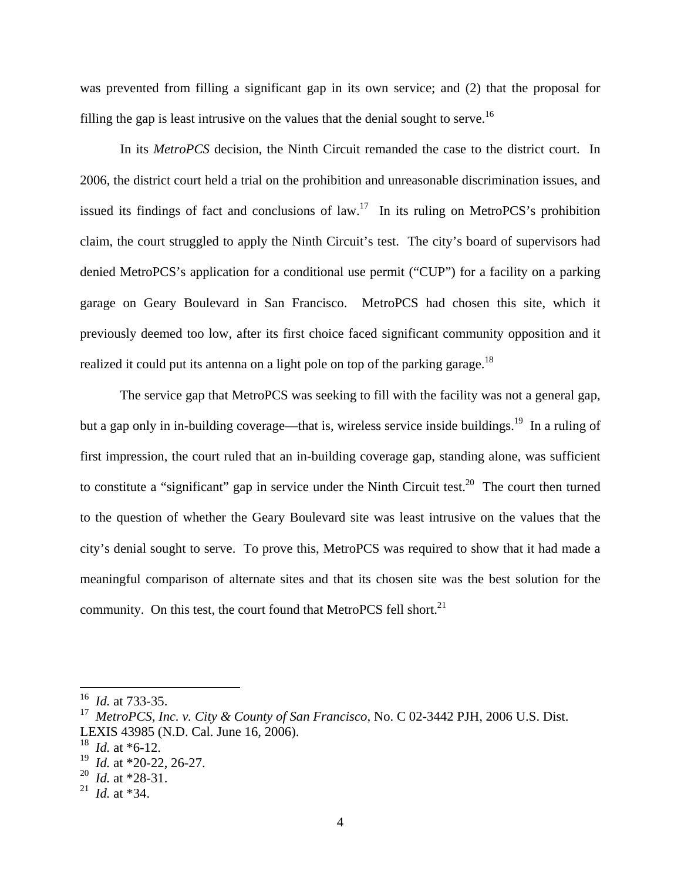was prevented from filling a significant gap in its own service; and (2) that the proposal for filling the gap is least intrusive on the values that the denial sought to serve.[16]

In its *MetroPCS* decision, the Ninth Circuit remanded the case to the district court. In 2006, the district court held a trial on the prohibition and unreasonable discrimination issues, and issued its findings of fact and conclusions of law.[17] In its ruling on MetroPCS's prohibition claim, the court struggled to apply the Ninth Circuit's test. The city's board of supervisors had denied MetroPCS's application for a conditional use permit ("CUP") for a facility on a parking garage on Geary Boulevard in San Francisco. MetroPCS had chosen this site, which it previously deemed too low, after its first choice faced significant community opposition and it realized it could put its antenna on a light pole on top of the parking garage.[18]

The service gap that MetroPCS was seeking to fill with the facility was not a general gap, but a gap only in in-building coverage—that is, wireless service inside buildings.[19] In a ruling of first impression, the court ruled that an in-building coverage gap, standing alone, was sufficient to constitute a "significant" gap in service under the Ninth Circuit test.[20] The court then turned to the question of whether the Geary Boulevard site was least intrusive on the values that the city's denial sought to serve. To prove this, MetroPCS was required to show that it had made a meaningful comparison of alternate sites and that its chosen site was the best solution for the community. On this test, the court found that MetroPCS fell short.[21]

---

[16] *Id.* at 733-35.

[17] *MetroPCS, Inc. v. City & County of San Francisco*, No. C 02-3442 PJH, 2006 U.S. Dist. LEXIS 43985 (N.D. Cal. June 16, 2006).

[18] *Id.* at *6-12.

[19] *Id.* at *20-22, 26-27.

[20] *Id.* at *28-31.

[21] *Id.* at *34.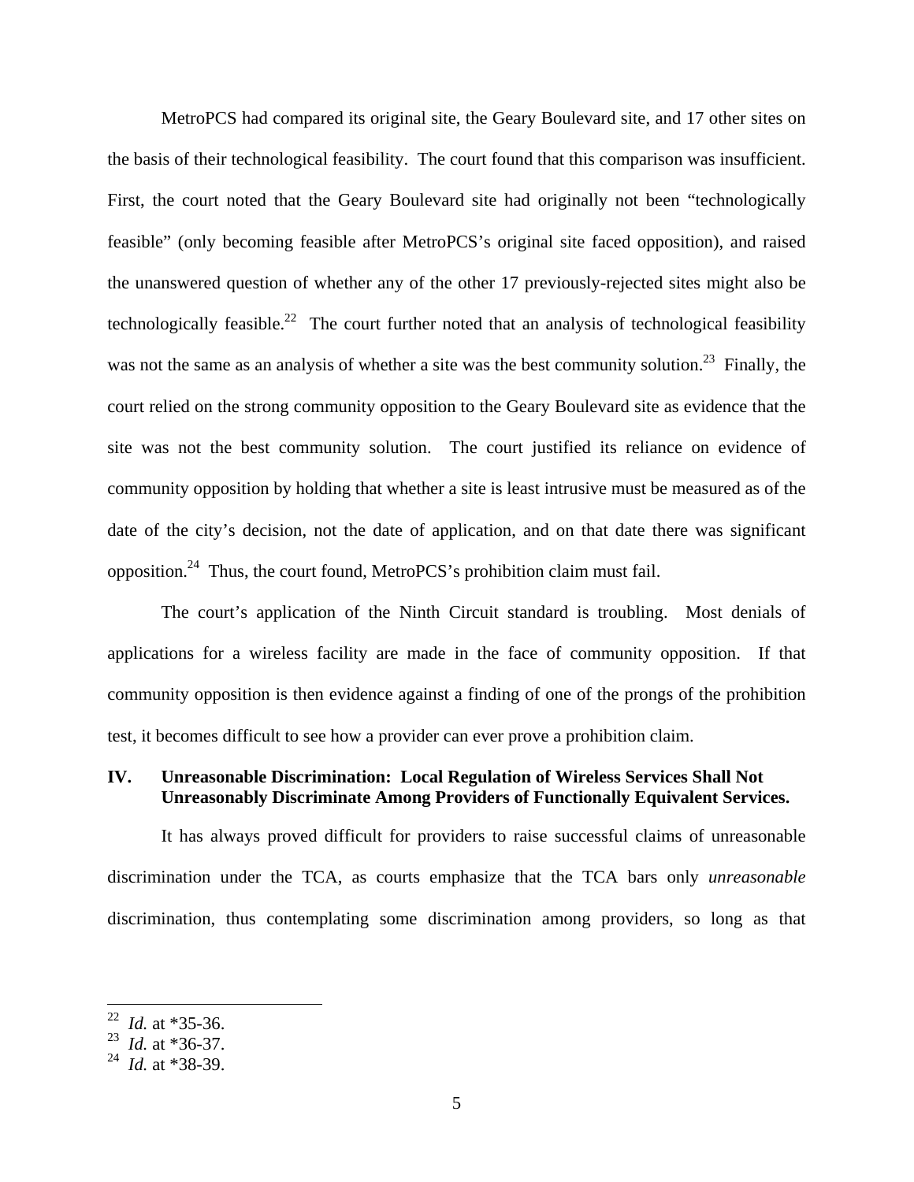MetroPCS had compared its original site, the Geary Boulevard site, and 17 other sites on the basis of their technological feasibility. The court found that this comparison was insufficient. First, the court noted that the Geary Boulevard site had originally not been "technologically feasible" (only becoming feasible after MetroPCS's original site faced opposition), and raised the unanswered question of whether any of the other 17 previously-rejected sites might also be technologically feasible.[22] The court further noted that an analysis of technological feasibility was not the same as an analysis of whether a site was the best community solution.[23] Finally, the court relied on the strong community opposition to the Geary Boulevard site as evidence that the site was not the best community solution. The court justified its reliance on evidence of community opposition by holding that whether a site is least intrusive must be measured as of the date of the city's decision, not the date of application, and on that date there was significant opposition.[24] Thus, the court found, MetroPCS's prohibition claim must fail.

The court's application of the Ninth Circuit standard is troubling. Most denials of applications for a wireless facility are made in the face of community opposition. If that community opposition is then evidence against a finding of one of the prongs of the prohibition test, it becomes difficult to see how a provider can ever prove a prohibition claim.

## IV. Unreasonable Discrimination: Local Regulation of Wireless Services Shall Not Unreasonably Discriminate Among Providers of Functionally Equivalent Services.

It has always proved difficult for providers to raise successful claims of unreasonable discrimination under the TCA, as courts emphasize that the TCA bars only *unreasonable* discrimination, thus contemplating some discrimination among providers, so long as that

---

[22] *Id.* at *35-36.
[23] *Id.* at *36-37.
[24] *Id.* at *38-39.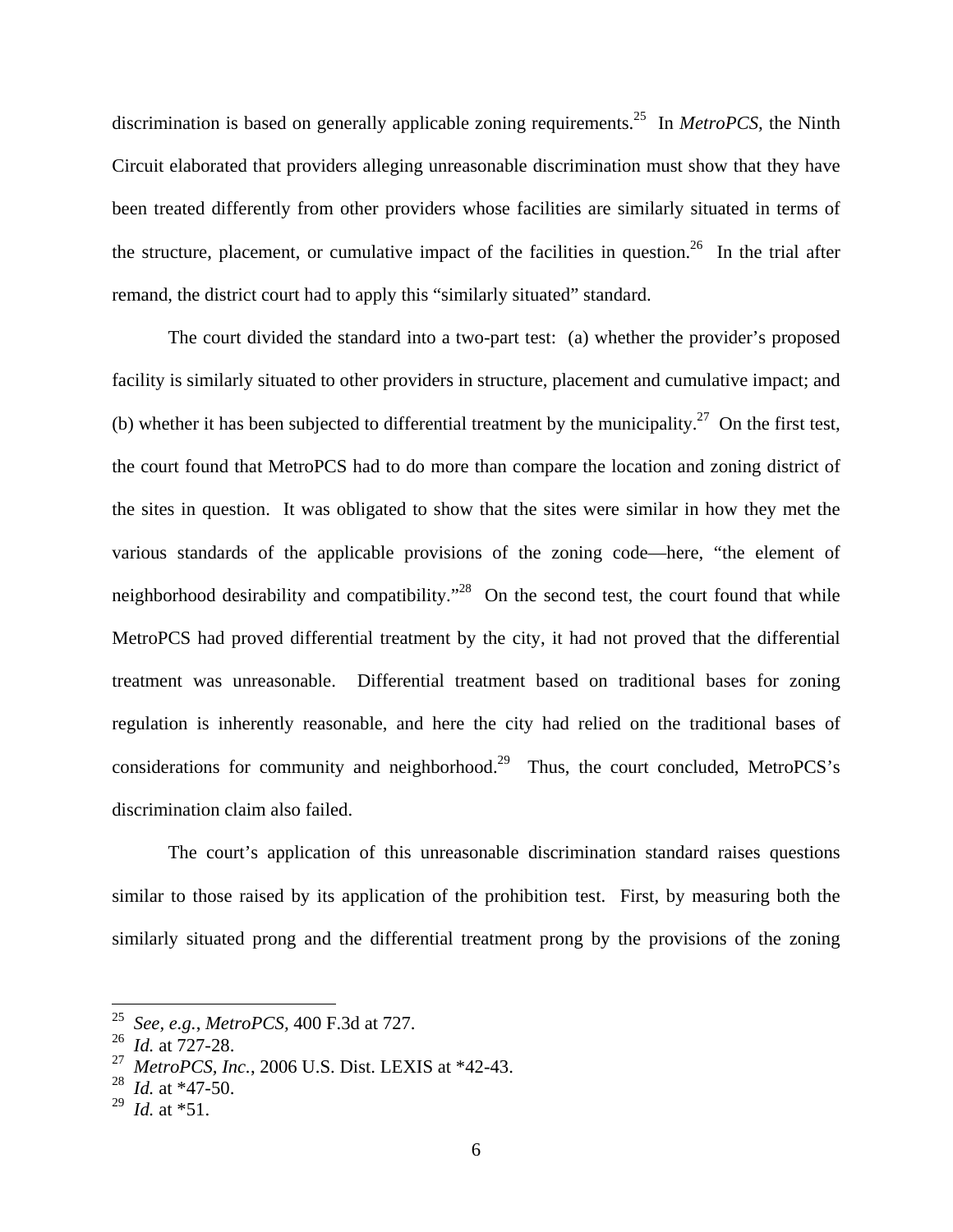discrimination is based on generally applicable zoning requirements.[25] In *MetroPCS*, the Ninth Circuit elaborated that providers alleging unreasonable discrimination must show that they have been treated differently from other providers whose facilities are similarly situated in terms of the structure, placement, or cumulative impact of the facilities in question.[26] In the trial after remand, the district court had to apply this "similarly situated" standard.

The court divided the standard into a two-part test: (a) whether the provider's proposed facility is similarly situated to other providers in structure, placement and cumulative impact; and (b) whether it has been subjected to differential treatment by the municipality.[27] On the first test, the court found that MetroPCS had to do more than compare the location and zoning district of the sites in question. It was obligated to show that the sites were similar in how they met the various standards of the applicable provisions of the zoning code—here, "the element of neighborhood desirability and compatibility."[28] On the second test, the court found that while MetroPCS had proved differential treatment by the city, it had not proved that the differential treatment was unreasonable. Differential treatment based on traditional bases for zoning regulation is inherently reasonable, and here the city had relied on the traditional bases of considerations for community and neighborhood.[29] Thus, the court concluded, MetroPCS's discrimination claim also failed.

The court's application of this unreasonable discrimination standard raises questions similar to those raised by its application of the prohibition test. First, by measuring both the similarly situated prong and the differential treatment prong by the provisions of the zoning

---

[25] *See, e.g.*, *MetroPCS*, 400 F.3d at 727.
[26] *Id.* at 727-28.
[27] *MetroPCS, Inc.*, 2006 U.S. Dist. LEXIS at *42-43.
[28] *Id.* at *47-50.
[29] *Id.* at *51.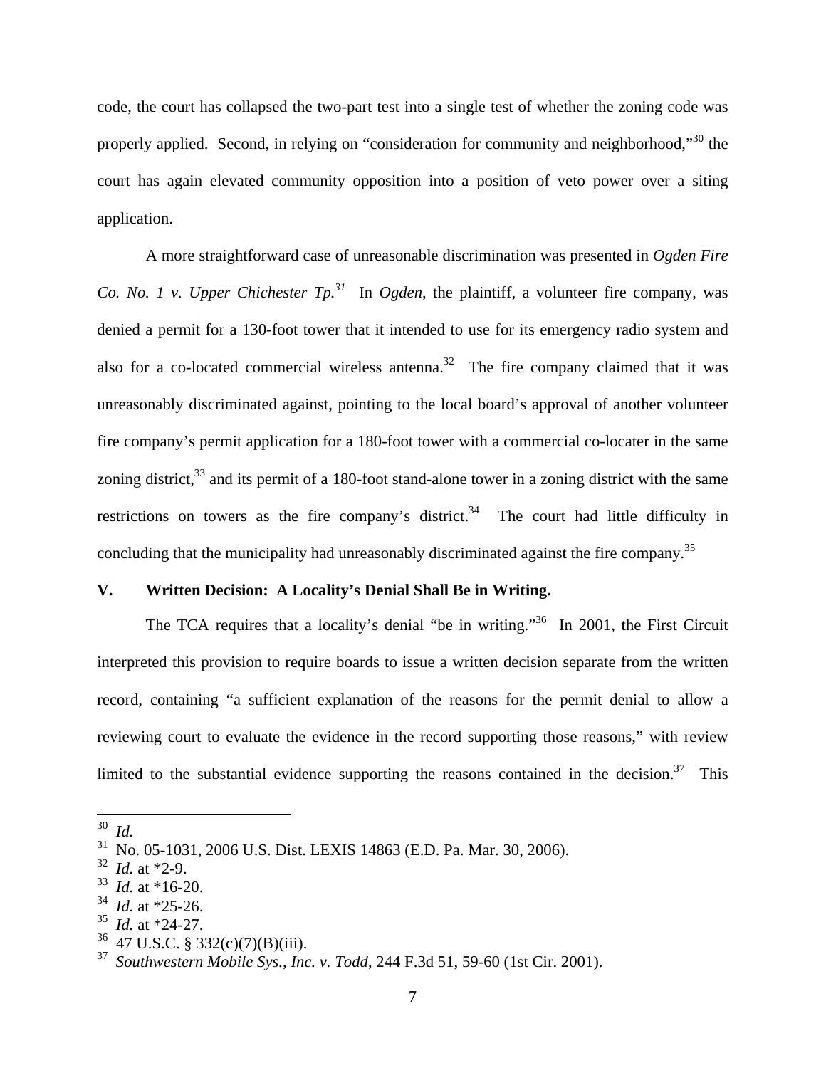code, the court has collapsed the two-part test into a single test of whether the zoning code was properly applied. Second, in relying on "consideration for community and neighborhood,"[30] the court has again elevated community opposition into a position of veto power over a siting application.

A more straightforward case of unreasonable discrimination was presented in *Ogden Fire Co. No. 1 v. Upper Chichester Tp.*[31] In *Ogden*, the plaintiff, a volunteer fire company, was denied a permit for a 130-foot tower that it intended to use for its emergency radio system and also for a co-located commercial wireless antenna.[32] The fire company claimed that it was unreasonably discriminated against, pointing to the local board's approval of another volunteer fire company's permit application for a 180-foot tower with a commercial co-locater in the same zoning district,[33] and its permit of a 180-foot stand-alone tower in a zoning district with the same restrictions on towers as the fire company's district.[34] The court had little difficulty in concluding that the municipality had unreasonably discriminated against the fire company.[35]

## V. Written Decision: A Locality's Denial Shall Be in Writing.

The TCA requires that a locality's denial "be in writing."[36] In 2001, the First Circuit interpreted this provision to require boards to issue a written decision separate from the written record, containing "a sufficient explanation of the reasons for the permit denial to allow a reviewing court to evaluate the evidence in the record supporting those reasons," with review limited to the substantial evidence supporting the reasons contained in the decision.[37] This

---

[30] *Id.*

[31] No. 05-1031, 2006 U.S. Dist. LEXIS 14863 (E.D. Pa. Mar. 30, 2006).

[32] *Id.* at *2-9.

[33] *Id.* at *16-20.

[34] *Id.* at *25-26.

[35] *Id.* at *24-27.

[36] 47 U.S.C. § 332(c)(7)(B)(iii).

[37] *Southwestern Mobile Sys., Inc. v. Todd*, 244 F.3d 51, 59-60 (1st Cir. 2001).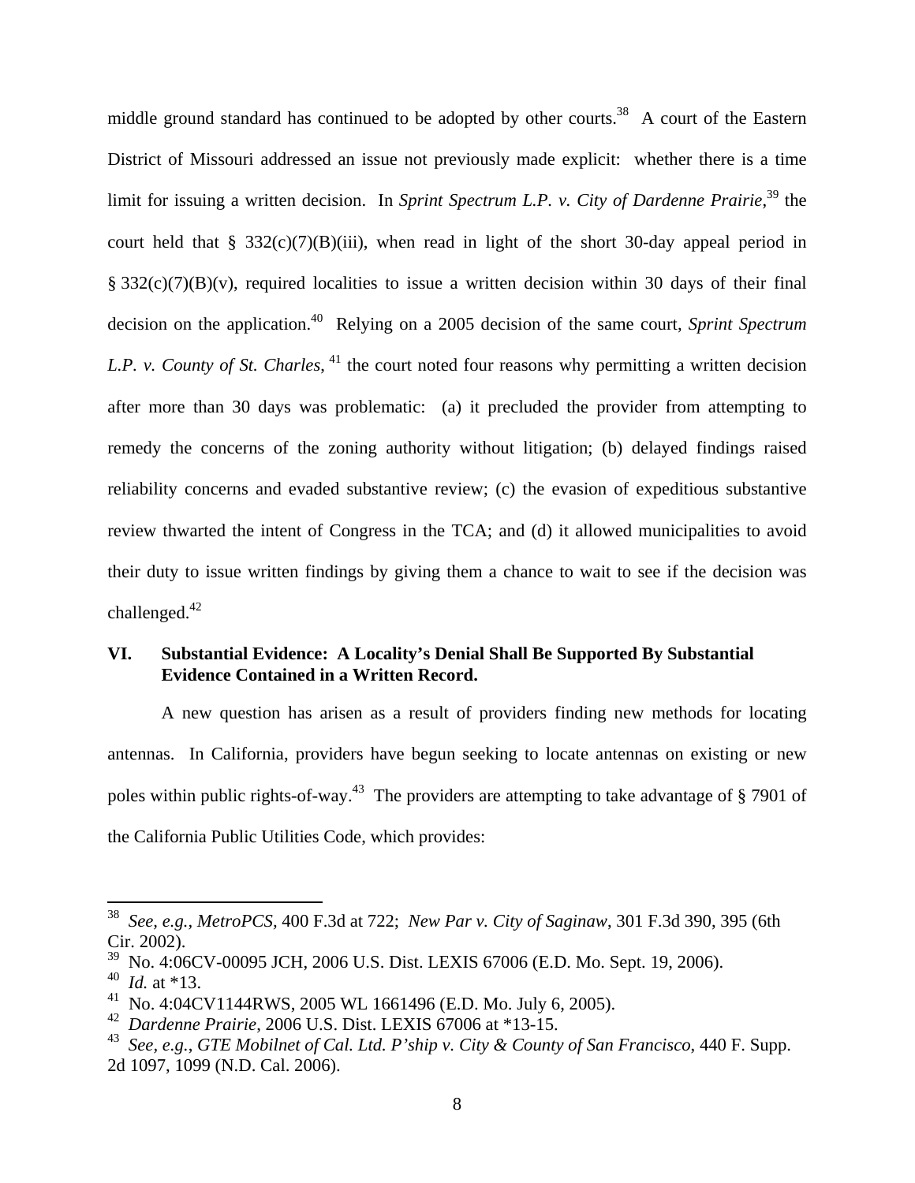middle ground standard has continued to be adopted by other courts.[38] A court of the Eastern District of Missouri addressed an issue not previously made explicit: whether there is a time limit for issuing a written decision. In *Sprint Spectrum L.P. v. City of Dardenne Prairie*,[39] the court held that § 332(c)(7)(B)(iii), when read in light of the short 30-day appeal period in § 332(c)(7)(B)(v), required localities to issue a written decision within 30 days of their final decision on the application.[40] Relying on a 2005 decision of the same court, *Sprint Spectrum L.P. v. County of St. Charles*,[41] the court noted four reasons why permitting a written decision after more than 30 days was problematic: (a) it precluded the provider from attempting to remedy the concerns of the zoning authority without litigation; (b) delayed findings raised reliability concerns and evaded substantive review; (c) the evasion of expeditious substantive review thwarted the intent of Congress in the TCA; and (d) it allowed municipalities to avoid their duty to issue written findings by giving them a chance to wait to see if the decision was challenged.[42]

## VI. Substantial Evidence: A Locality's Denial Shall Be Supported By Substantial Evidence Contained in a Written Record.

A new question has arisen as a result of providers finding new methods for locating antennas. In California, providers have begun seeking to locate antennas on existing or new poles within public rights-of-way.[43] The providers are attempting to take advantage of § 7901 of the California Public Utilities Code, which provides:

---

[38] *See, e.g., MetroPCS*, 400 F.3d at 722; *New Par v. City of Saginaw*, 301 F.3d 390, 395 (6th Cir. 2002).

[39] No. 4:06CV-00095 JCH, 2006 U.S. Dist. LEXIS 67006 (E.D. Mo. Sept. 19, 2006).

[40] *Id.* at *13.

[41] No. 4:04CV1144RWS, 2005 WL 1661496 (E.D. Mo. July 6, 2005).

[42] *Dardenne Prairie*, 2006 U.S. Dist. LEXIS 67006 at *13-15.

[43] *See, e.g., GTE Mobilnet of Cal. Ltd. P'ship v. City & County of San Francisco*, 440 F. Supp. 2d 1097, 1099 (N.D. Cal. 2006).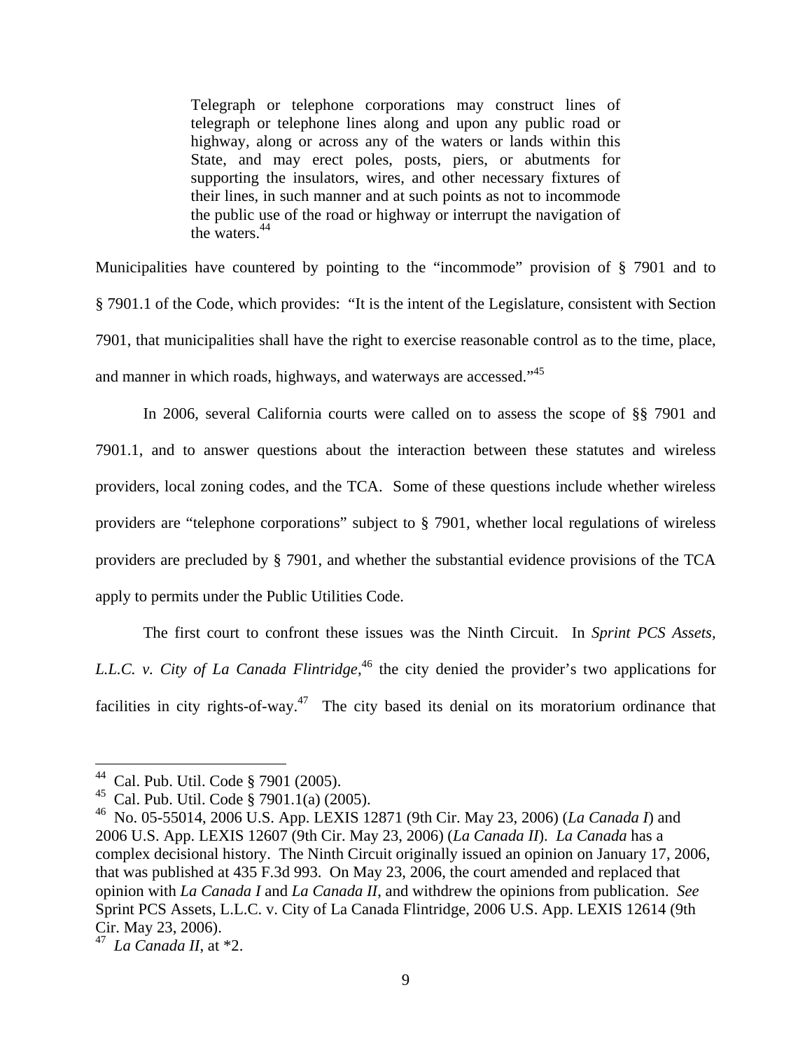> Telegraph or telephone corporations may construct lines of telegraph or telephone lines along and upon any public road or highway, along or across any of the waters or lands within this State, and may erect poles, posts, piers, or abutments for supporting the insulators, wires, and other necessary fixtures of their lines, in such manner and at such points as not to incommode the public use of the road or highway or interrupt the navigation of the waters.[44]

Municipalities have countered by pointing to the "incommode" provision of § 7901 and to § 7901.1 of the Code, which provides: "It is the intent of the Legislature, consistent with Section 7901, that municipalities shall have the right to exercise reasonable control as to the time, place, and manner in which roads, highways, and waterways are accessed."[45]

In 2006, several California courts were called on to assess the scope of §§ 7901 and 7901.1, and to answer questions about the interaction between these statutes and wireless providers, local zoning codes, and the TCA. Some of these questions include whether wireless providers are "telephone corporations" subject to § 7901, whether local regulations of wireless providers are precluded by § 7901, and whether the substantial evidence provisions of the TCA apply to permits under the Public Utilities Code.

The first court to confront these issues was the Ninth Circuit. In *Sprint PCS Assets, L.L.C. v. City of La Canada Flintridge*,[46] the city denied the provider's two applications for facilities in city rights-of-way.[47] The city based its denial on its moratorium ordinance that

---

[44] Cal. Pub. Util. Code § 7901 (2005).

[45] Cal. Pub. Util. Code § 7901.1(a) (2005).

[46] No. 05-55014, 2006 U.S. App. LEXIS 12871 (9th Cir. May 23, 2006) (*La Canada I*) and 2006 U.S. App. LEXIS 12607 (9th Cir. May 23, 2006) (*La Canada II*). *La Canada* has a complex decisional history. The Ninth Circuit originally issued an opinion on January 17, 2006, that was published at 435 F.3d 993. On May 23, 2006, the court amended and replaced that opinion with *La Canada I* and *La Canada II*, and withdrew the opinions from publication. *See* Sprint PCS Assets, L.L.C. v. City of La Canada Flintridge, 2006 U.S. App. LEXIS 12614 (9th Cir. May 23, 2006).

[47] *La Canada II*, at *2.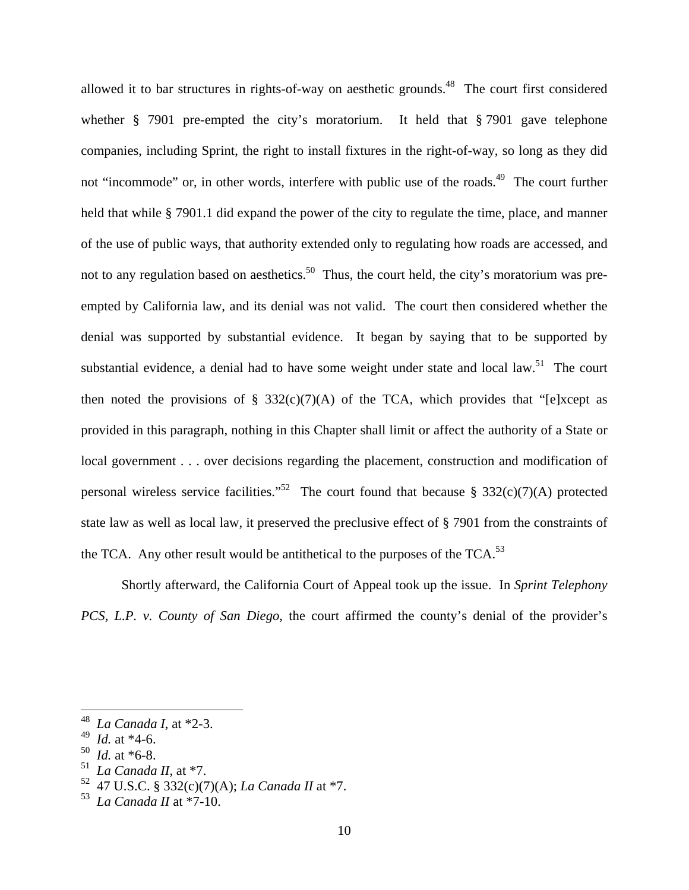allowed it to bar structures in rights-of-way on aesthetic grounds.[48] The court first considered whether § 7901 pre-empted the city's moratorium. It held that § 7901 gave telephone companies, including Sprint, the right to install fixtures in the right-of-way, so long as they did not "incommode" or, in other words, interfere with public use of the roads.[49] The court further held that while § 7901.1 did expand the power of the city to regulate the time, place, and manner of the use of public ways, that authority extended only to regulating how roads are accessed, and not to any regulation based on aesthetics.[50] Thus, the court held, the city's moratorium was pre-empted by California law, and its denial was not valid. The court then considered whether the denial was supported by substantial evidence. It began by saying that to be supported by substantial evidence, a denial had to have some weight under state and local law.[51] The court then noted the provisions of § 332(c)(7)(A) of the TCA, which provides that "[e]xcept as provided in this paragraph, nothing in this Chapter shall limit or affect the authority of a State or local government . . . over decisions regarding the placement, construction and modification of personal wireless service facilities."[52] The court found that because § 332(c)(7)(A) protected state law as well as local law, it preserved the preclusive effect of § 7901 from the constraints of the TCA. Any other result would be antithetical to the purposes of the TCA.[53]

Shortly afterward, the California Court of Appeal took up the issue. In *Sprint Telephony PCS, L.P. v. County of San Diego*, the court affirmed the county's denial of the provider's

---

[48] *La Canada I*, at *2-3.
[49] *Id.* at *4-6.
[50] *Id.* at *6-8.
[51] *La Canada II*, at *7.
[52] 47 U.S.C. § 332(c)(7)(A); *La Canada II* at *7.
[53] *La Canada II* at *7-10.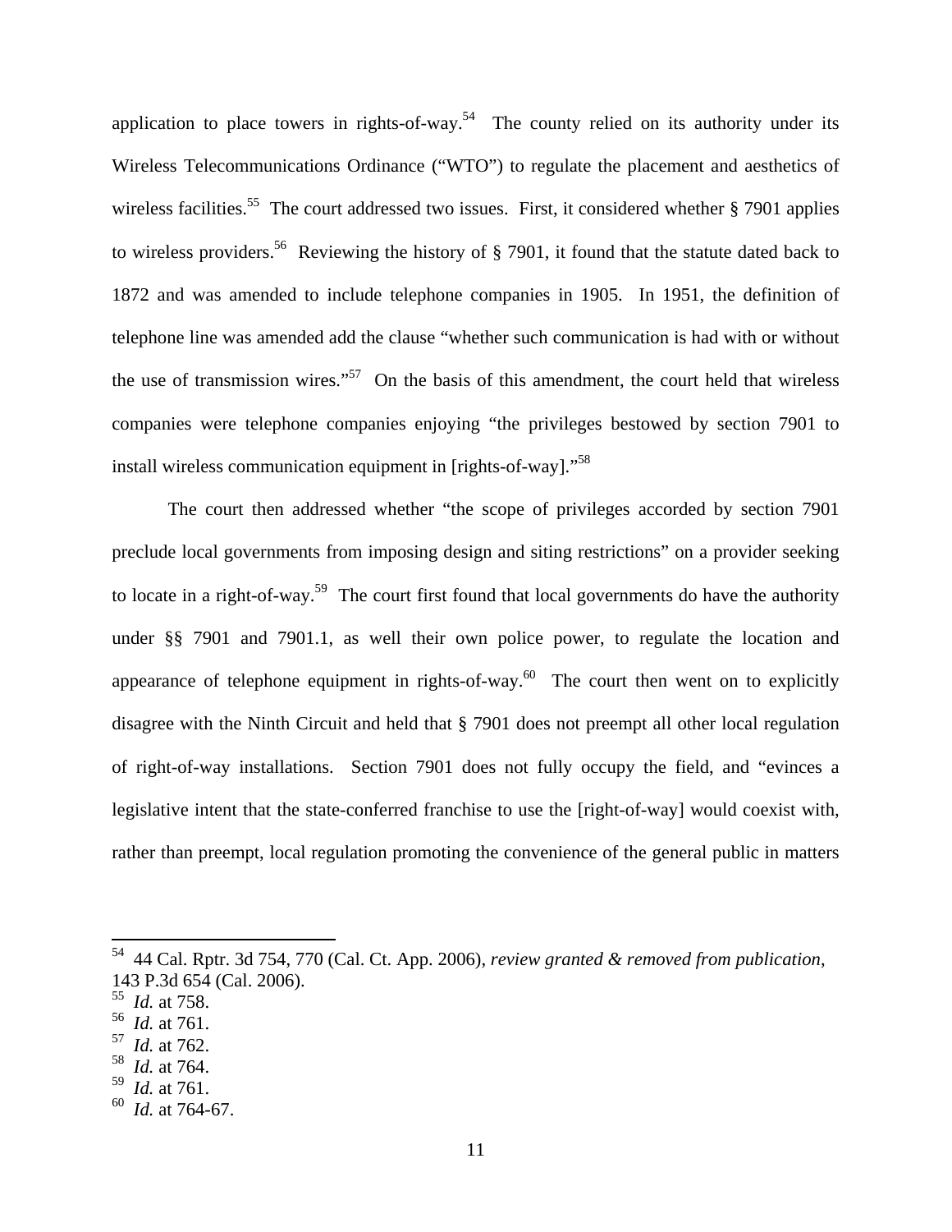application to place towers in rights-of-way.[54] The county relied on its authority under its Wireless Telecommunications Ordinance ("WTO") to regulate the placement and aesthetics of wireless facilities.[55] The court addressed two issues. First, it considered whether § 7901 applies to wireless providers.[56] Reviewing the history of § 7901, it found that the statute dated back to 1872 and was amended to include telephone companies in 1905. In 1951, the definition of telephone line was amended add the clause "whether such communication is had with or without the use of transmission wires."[57] On the basis of this amendment, the court held that wireless companies were telephone companies enjoying "the privileges bestowed by section 7901 to install wireless communication equipment in [rights-of-way]."[58]

The court then addressed whether "the scope of privileges accorded by section 7901 preclude local governments from imposing design and siting restrictions" on a provider seeking to locate in a right-of-way.[59] The court first found that local governments do have the authority under §§ 7901 and 7901.1, as well their own police power, to regulate the location and appearance of telephone equipment in rights-of-way.[60] The court then went on to explicitly disagree with the Ninth Circuit and held that § 7901 does not preempt all other local regulation of right-of-way installations. Section 7901 does not fully occupy the field, and "evinces a legislative intent that the state-conferred franchise to use the [right-of-way] would coexist with, rather than preempt, local regulation promoting the convenience of the general public in matters

---

[54] 44 Cal. Rptr. 3d 754, 770 (Cal. Ct. App. 2006), *review granted & removed from publication*, 143 P.3d 654 (Cal. 2006).
[55] *Id.* at 758.
[56] *Id.* at 761.
[57] *Id.* at 762.
[58] *Id.* at 764.
[59] *Id.* at 761.
[60] *Id.* at 764-67.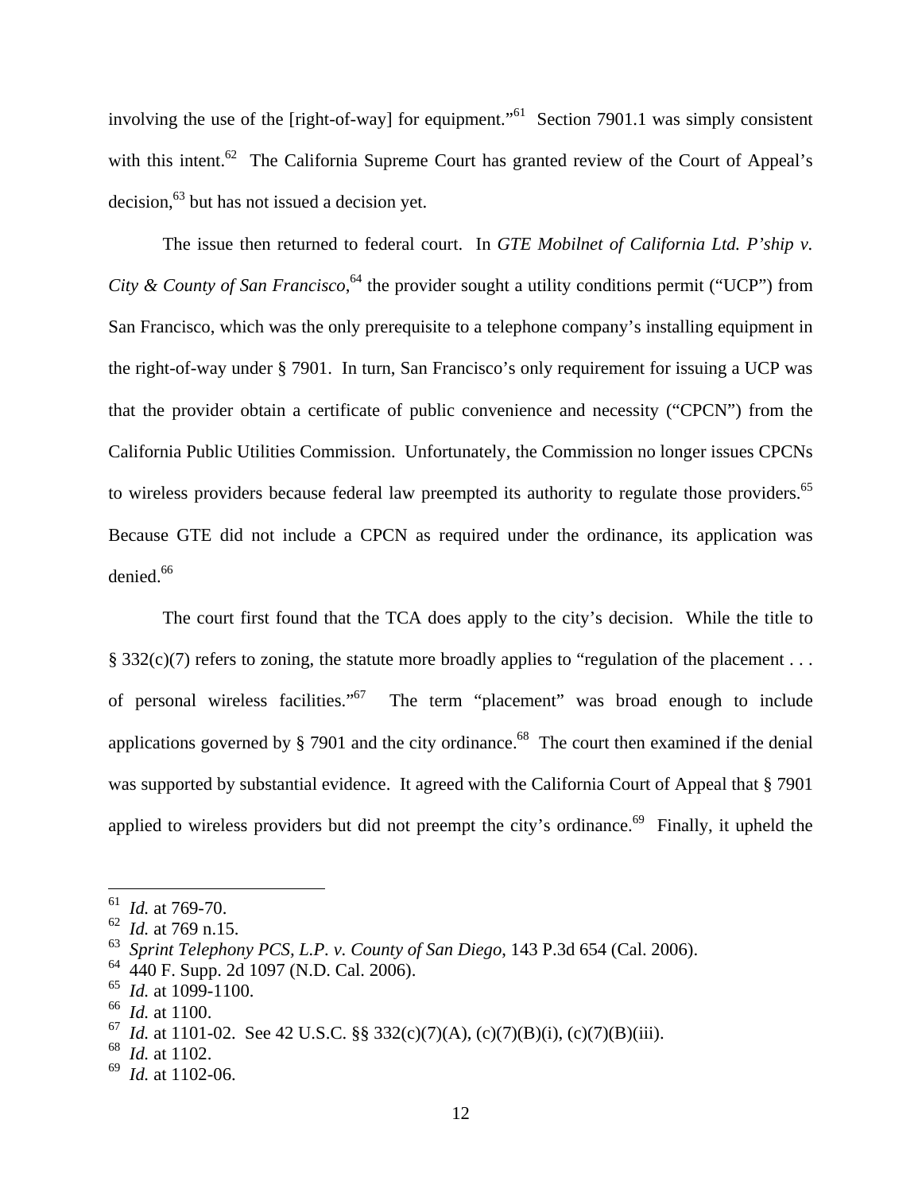involving the use of the [right-of-way] for equipment."[61] Section 7901.1 was simply consistent with this intent.[62] The California Supreme Court has granted review of the Court of Appeal's decision,[63] but has not issued a decision yet.

The issue then returned to federal court. In *GTE Mobilnet of California Ltd. P'ship v. City & County of San Francisco*,[64] the provider sought a utility conditions permit ("UCP") from San Francisco, which was the only prerequisite to a telephone company's installing equipment in the right-of-way under § 7901. In turn, San Francisco's only requirement for issuing a UCP was that the provider obtain a certificate of public convenience and necessity ("CPCN") from the California Public Utilities Commission. Unfortunately, the Commission no longer issues CPCNs to wireless providers because federal law preempted its authority to regulate those providers.[65] Because GTE did not include a CPCN as required under the ordinance, its application was denied.[66]

The court first found that the TCA does apply to the city's decision. While the title to § 332(c)(7) refers to zoning, the statute more broadly applies to "regulation of the placement . . . of personal wireless facilities."[67] The term "placement" was broad enough to include applications governed by § 7901 and the city ordinance.[68] The court then examined if the denial was supported by substantial evidence. It agreed with the California Court of Appeal that § 7901 applied to wireless providers but did not preempt the city's ordinance.[69] Finally, it upheld the

---

[61] *Id.* at 769-70.

[62] *Id.* at 769 n.15.

[63] *Sprint Telephony PCS, L.P. v. County of San Diego*, 143 P.3d 654 (Cal. 2006).

[64] 440 F. Supp. 2d 1097 (N.D. Cal. 2006).

[65] *Id.* at 1099-1100.

[66] *Id.* at 1100.

[67] *Id.* at 1101-02. See 42 U.S.C. §§ 332(c)(7)(A), (c)(7)(B)(i), (c)(7)(B)(iii).

[68] *Id.* at 1102.

[69] *Id.* at 1102-06.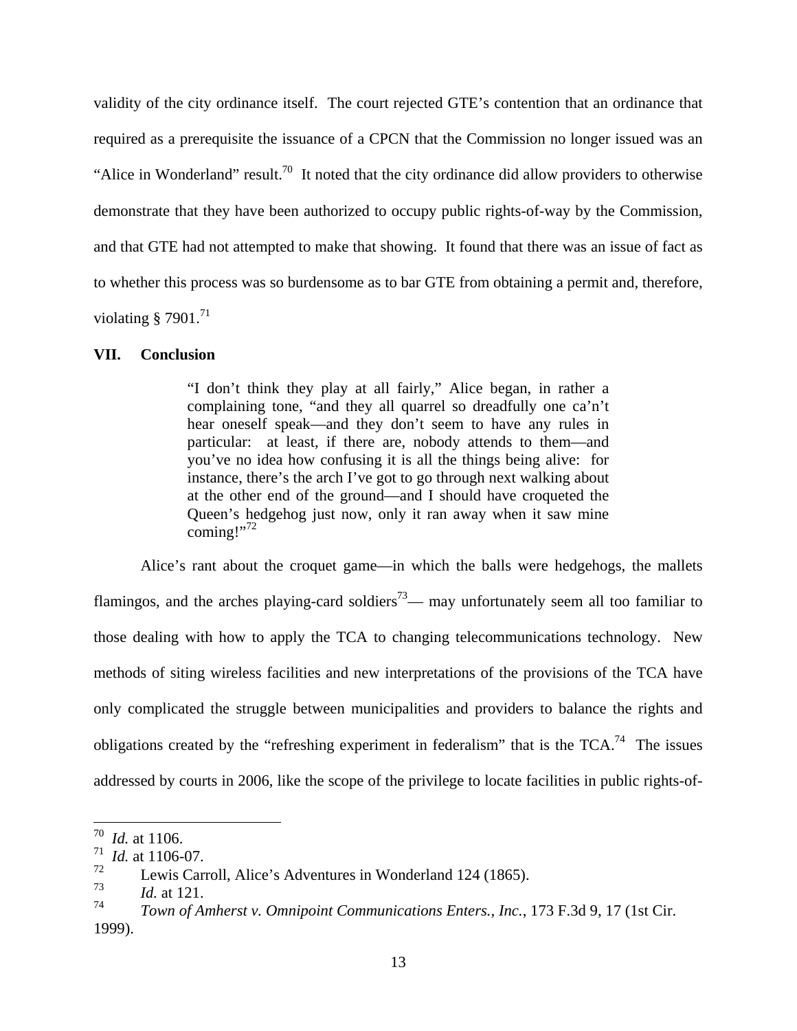validity of the city ordinance itself. The court rejected GTE's contention that an ordinance that required as a prerequisite the issuance of a CPCN that the Commission no longer issued was an "Alice in Wonderland" result.[70] It noted that the city ordinance did allow providers to otherwise demonstrate that they have been authorized to occupy public rights-of-way by the Commission, and that GTE had not attempted to make that showing. It found that there was an issue of fact as to whether this process was so burdensome as to bar GTE from obtaining a permit and, therefore, violating § 7901.[71]

## VII. Conclusion

> "I don't think they play at all fairly," Alice began, in rather a complaining tone, "and they all quarrel so dreadfully one ca'n't hear oneself speak—and they don't seem to have any rules in particular: at least, if there are, nobody attends to them—and you've no idea how confusing it is all the things being alive: for instance, there's the arch I've got to go through next walking about at the other end of the ground—and I should have croqueted the Queen's hedgehog just now, only it ran away when it saw mine coming!"[72]

Alice's rant about the croquet game—in which the balls were hedgehogs, the mallets flamingos, and the arches playing-card soldiers[73]— may unfortunately seem all too familiar to those dealing with how to apply the TCA to changing telecommunications technology. New methods of siting wireless facilities and new interpretations of the provisions of the TCA have only complicated the struggle between municipalities and providers to balance the rights and obligations created by the "refreshing experiment in federalism" that is the TCA.[74] The issues addressed by courts in 2006, like the scope of the privilege to locate facilities in public rights-of-

---

[70] *Id.* at 1106.

[71] *Id.* at 1106-07.

[72] Lewis Carroll, Alice's Adventures in Wonderland 124 (1865).

[73] *Id.* at 121.

[74] *Town of Amherst v. Omnipoint Communications Enters., Inc.*, 173 F.3d 9, 17 (1st Cir. 1999).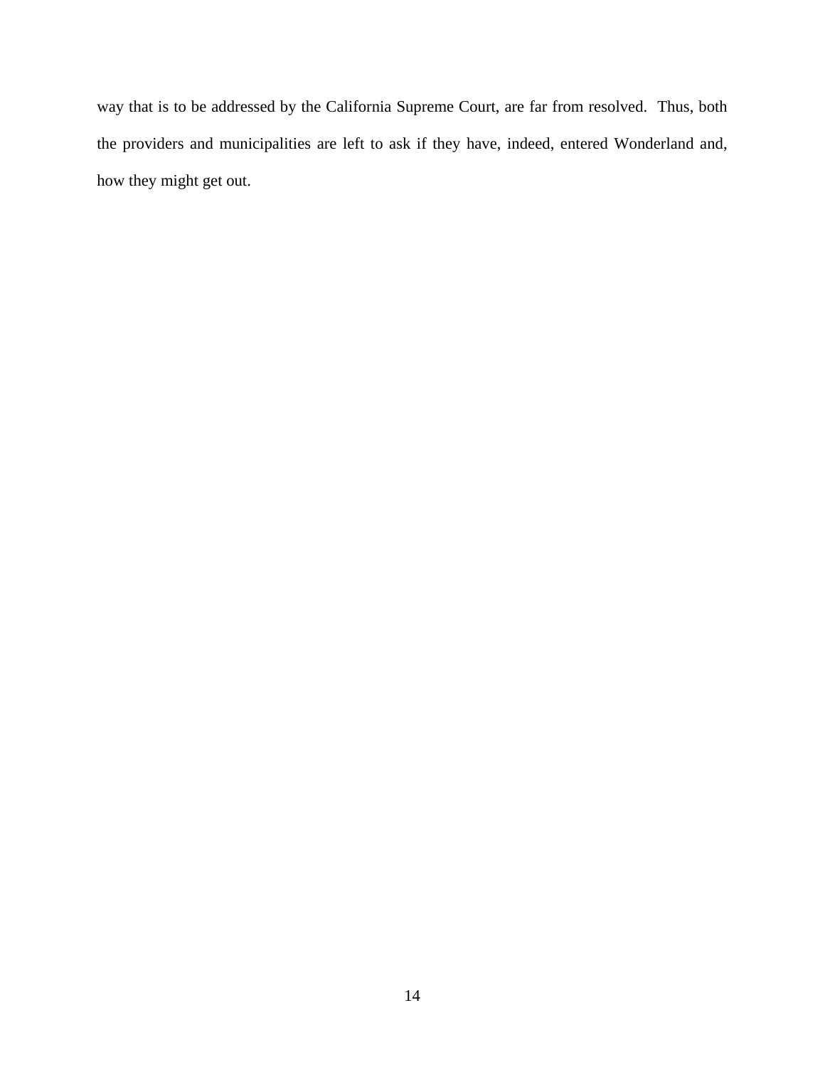way that is to be addressed by the California Supreme Court, are far from resolved. Thus, both the providers and municipalities are left to ask if they have, indeed, entered Wonderland and, how they might get out.